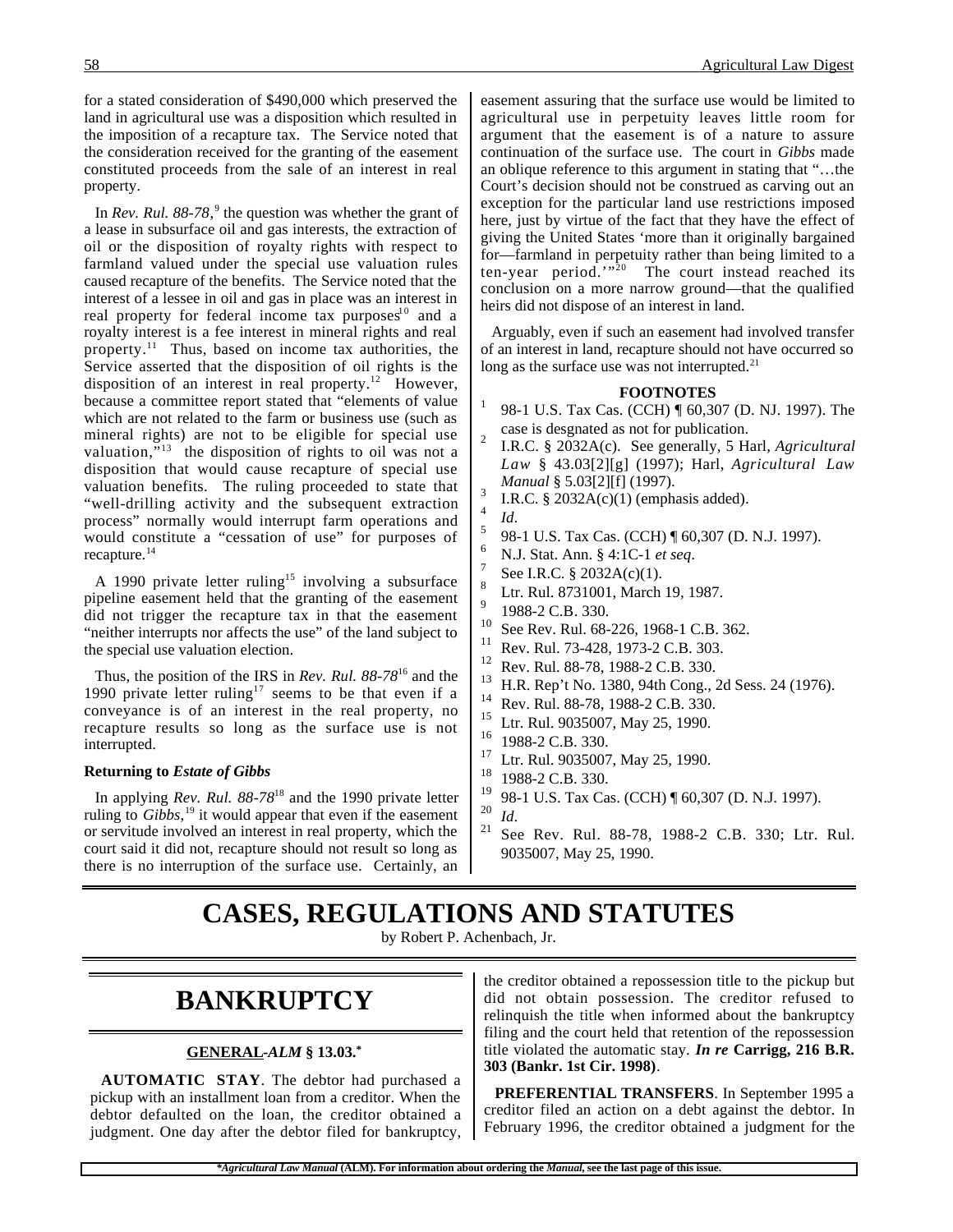for a stated consideration of $490,000 which preserved the land in agricultural use was a disposition which resulted in the imposition of a recapture tax. The Service noted that the consideration received for the granting of the easement constituted proceeds from the sale of an interest in real property.

In *Rev. Rul. 88-78*,[9] the question was whether the grant of a lease in subsurface oil and gas interests, the extraction of oil or the disposition of royalty rights with respect to farmland valued under the special use valuation rules caused recapture of the benefits. The Service noted that the interest of a lessee in oil and gas in place was an interest in real property for federal income tax purposes[10] and a royalty interest is a fee interest in mineral rights and real property.[11] Thus, based on income tax authorities, the Service asserted that the disposition of oil rights is the disposition of an interest in real property.[12] However, because a committee report stated that "elements of value which are not related to the farm or business use (such as mineral rights) are not to be eligible for special use valuation,"[13] the disposition of rights to oil was not a disposition that would cause recapture of special use valuation benefits. The ruling proceeded to state that "well-drilling activity and the subsequent extraction process" normally would interrupt farm operations and would constitute a "cessation of use" for purposes of recapture.[14]

A 1990 private letter ruling[15] involving a subsurface pipeline easement held that the granting of the easement did not trigger the recapture tax in that the easement "neither interrupts nor affects the use" of the land subject to the special use valuation election.

Thus, the position of the IRS in *Rev. Rul. 88-78*[16] and the 1990 private letter ruling[17] seems to be that even if a conveyance is of an interest in the real property, no recapture results so long as the surface use is not interrupted.

**Returning to *Estate of Gibbs***

In applying *Rev. Rul. 88-78*[18] and the 1990 private letter ruling to *Gibbs*,[19] it would appear that even if the easement or servitude involved an interest in real property, which the court said it did not, recapture should not result so long as there is no interruption of the surface use. Certainly, an easement assuring that the surface use would be limited to agricultural use in perpetuity leaves little room for argument that the easement is of a nature to assure continuation of the surface use. The court in *Gibbs* made an oblique reference to this argument in stating that "…the Court's decision should not be construed as carving out an exception for the particular land use restrictions imposed here, just by virtue of the fact that they have the effect of giving the United States 'more than it originally bargained for—farmland in perpetuity rather than being limited to a ten-year period.'"[20] The court instead reached its conclusion on a more narrow ground—that the qualified heirs did not dispose of an interest in land.

Arguably, even if such an easement had involved transfer of an interest in land, recapture should not have occurred so long as the surface use was not interrupted.[21]

**FOOTNOTES**

1. 98-1 U.S. Tax Cas. (CCH) ¶ 60,307 (D. NJ. 1997). The case is desgnated as not for publication.
2. I.R.C. § 2032A(c). See generally, 5 Harl, *Agricultural Law* § 43.03[2][g] (1997); Harl, *Agricultural Law Manual* § 5.03[2][f] (1997).
3. I.R.C. § 2032A(c)(1) (emphasis added).
4. *Id*.
5. 98-1 U.S. Tax Cas. (CCH) ¶ 60,307 (D. N.J. 1997).
6. N.J. Stat. Ann. § 4:1C-1 *et seq*.
7. See I.R.C. § 2032A(c)(1).
8. Ltr. Rul. 8731001, March 19, 1987.
9. 1988-2 C.B. 330.
10. See Rev. Rul. 68-226, 1968-1 C.B. 362.
11. Rev. Rul. 73-428, 1973-2 C.B. 303.
12. Rev. Rul. 88-78, 1988-2 C.B. 330.
13. H.R. Rep't No. 1380, 94th Cong., 2d Sess. 24 (1976).
14. Rev. Rul. 88-78, 1988-2 C.B. 330.
15. Ltr. Rul. 9035007, May 25, 1990.
16. 1988-2 C.B. 330.
17. Ltr. Rul. 9035007, May 25, 1990.
18. 1988-2 C.B. 330.
19. 98-1 U.S. Tax Cas. (CCH) ¶ 60,307 (D. N.J. 1997).
20. *Id*.
21. See Rev. Rul. 88-78, 1988-2 C.B. 330; Ltr. Rul. 9035007, May 25, 1990.

# CASES, REGULATIONS AND STATUTES

by Robert P. Achenbach, Jr.

## BANKRUPTCY

### GENERAL -*ALM* § 13.03.*

**AUTOMATIC STAY**. The debtor had purchased a pickup with an installment loan from a creditor. When the debtor defaulted on the loan, the creditor obtained a judgment. One day after the debtor filed for bankruptcy, the creditor obtained a repossession title to the pickup but did not obtain possession. The creditor refused to relinquish the title when informed about the bankruptcy filing and the court held that retention of the repossession title violated the automatic stay. ***In re* Carrigg, 216 B.R. 303 (Bankr. 1st Cir. 1998)**.

**PREFERENTIAL TRANSFERS**. In September 1995 a creditor filed an action on a debt against the debtor. In February 1996, the creditor obtained a judgment for the

***Agricultural Law Manual* (ALM). For information about ordering the *Manual*, see the last page of this issue.**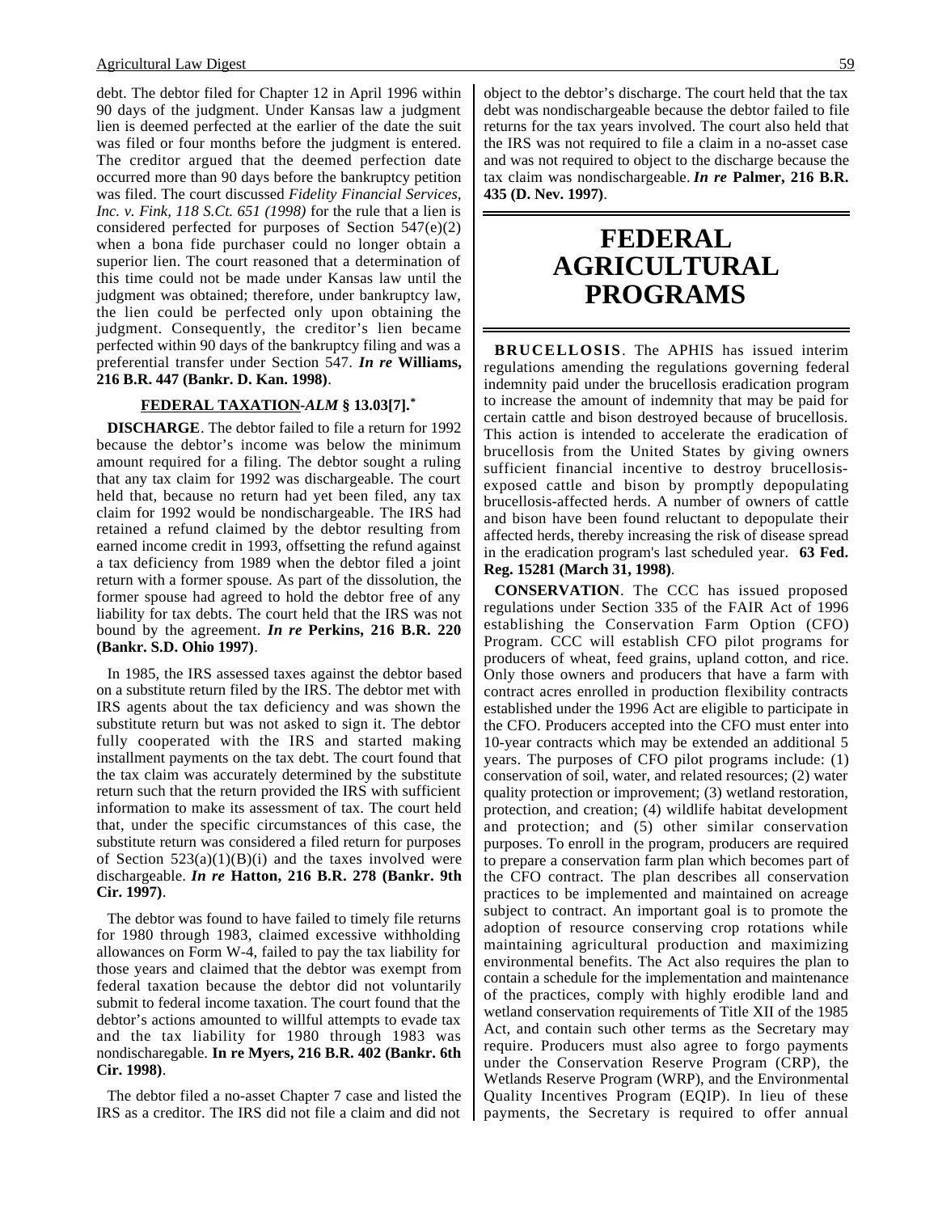debt. The debtor filed for Chapter 12 in April 1996 within 90 days of the judgment. Under Kansas law a judgment lien is deemed perfected at the earlier of the date the suit was filed or four months before the judgment is entered. The creditor argued that the deemed perfection date occurred more than 90 days before the bankruptcy petition was filed. The court discussed *Fidelity Financial Services, Inc. v. Fink, 118 S.Ct. 651 (1998)* for the rule that a lien is considered perfected for purposes of Section 547(e)(2) when a bona fide purchaser could no longer obtain a superior lien. The court reasoned that a determination of this time could not be made under Kansas law until the judgment was obtained; therefore, under bankruptcy law, the lien could be perfected only upon obtaining the judgment. Consequently, the creditor's lien became perfected within 90 days of the bankruptcy filing and was a preferential transfer under Section 547. ***In re* Williams, 216 B.R. 447 (Bankr. D. Kan. 1998)**.

### FEDERAL TAXATION-*ALM* § 13.03[7].*

**DISCHARGE**. The debtor failed to file a return for 1992 because the debtor's income was below the minimum amount required for a filing. The debtor sought a ruling that any tax claim for 1992 was dischargeable. The court held that, because no return had yet been filed, any tax claim for 1992 would be nondischargeable. The IRS had retained a refund claimed by the debtor resulting from earned income credit in 1993, offsetting the refund against a tax deficiency from 1989 when the debtor filed a joint return with a former spouse. As part of the dissolution, the former spouse had agreed to hold the debtor free of any liability for tax debts. The court held that the IRS was not bound by the agreement. ***In re* Perkins, 216 B.R. 220 (Bankr. S.D. Ohio 1997)**.

In 1985, the IRS assessed taxes against the debtor based on a substitute return filed by the IRS. The debtor met with IRS agents about the tax deficiency and was shown the substitute return but was not asked to sign it. The debtor fully cooperated with the IRS and started making installment payments on the tax debt. The court found that the tax claim was accurately determined by the substitute return such that the return provided the IRS with sufficient information to make its assessment of tax. The court held that, under the specific circumstances of this case, the substitute return was considered a filed return for purposes of Section 523(a)(1)(B)(i) and the taxes involved were dischargeable. ***In re* Hatton, 216 B.R. 278 (Bankr. 9th Cir. 1997)**.

The debtor was found to have failed to timely file returns for 1980 through 1983, claimed excessive withholding allowances on Form W-4, failed to pay the tax liability for those years and claimed that the debtor was exempt from federal taxation because the debtor did not voluntarily submit to federal income taxation. The court found that the debtor's actions amounted to willful attempts to evade tax and the tax liability for 1980 through 1983 was nondischaregable. **In re Myers, 216 B.R. 402 (Bankr. 6th Cir. 1998)**.

The debtor filed a no-asset Chapter 7 case and listed the IRS as a creditor. The IRS did not file a claim and did not object to the debtor's discharge. The court held that the tax debt was nondischargeable because the debtor failed to file returns for the tax years involved. The court also held that the IRS was not required to file a claim in a no-asset case and was not required to object to the discharge because the tax claim was nondischargeable. ***In re* Palmer, 216 B.R. 435 (D. Nev. 1997)**.

# FEDERAL AGRICULTURAL PROGRAMS

**BRUCELLOSIS**. The APHIS has issued interim regulations amending the regulations governing federal indemnity paid under the brucellosis eradication program to increase the amount of indemnity that may be paid for certain cattle and bison destroyed because of brucellosis. This action is intended to accelerate the eradication of brucellosis from the United States by giving owners sufficient financial incentive to destroy brucellosis-exposed cattle and bison by promptly depopulating brucellosis-affected herds. A number of owners of cattle and bison have been found reluctant to depopulate their affected herds, thereby increasing the risk of disease spread in the eradication program's last scheduled year. **63 Fed. Reg. 15281 (March 31, 1998)**.

**CONSERVATION**. The CCC has issued proposed regulations under Section 335 of the FAIR Act of 1996 establishing the Conservation Farm Option (CFO) Program. CCC will establish CFO pilot programs for producers of wheat, feed grains, upland cotton, and rice. Only those owners and producers that have a farm with contract acres enrolled in production flexibility contracts established under the 1996 Act are eligible to participate in the CFO. Producers accepted into the CFO must enter into 10-year contracts which may be extended an additional 5 years. The purposes of CFO pilot programs include: (1) conservation of soil, water, and related resources; (2) water quality protection or improvement; (3) wetland restoration, protection, and creation; (4) wildlife habitat development and protection; and (5) other similar conservation purposes. To enroll in the program, producers are required to prepare a conservation farm plan which becomes part of the CFO contract. The plan describes all conservation practices to be implemented and maintained on acreage subject to contract. An important goal is to promote the adoption of resource conserving crop rotations while maintaining agricultural production and maximizing environmental benefits. The Act also requires the plan to contain a schedule for the implementation and maintenance of the practices, comply with highly erodible land and wetland conservation requirements of Title XII of the 1985 Act, and contain such other terms as the Secretary may require. Producers must also agree to forgo payments under the Conservation Reserve Program (CRP), the Wetlands Reserve Program (WRP), and the Environmental Quality Incentives Program (EQIP). In lieu of these payments, the Secretary is required to offer annual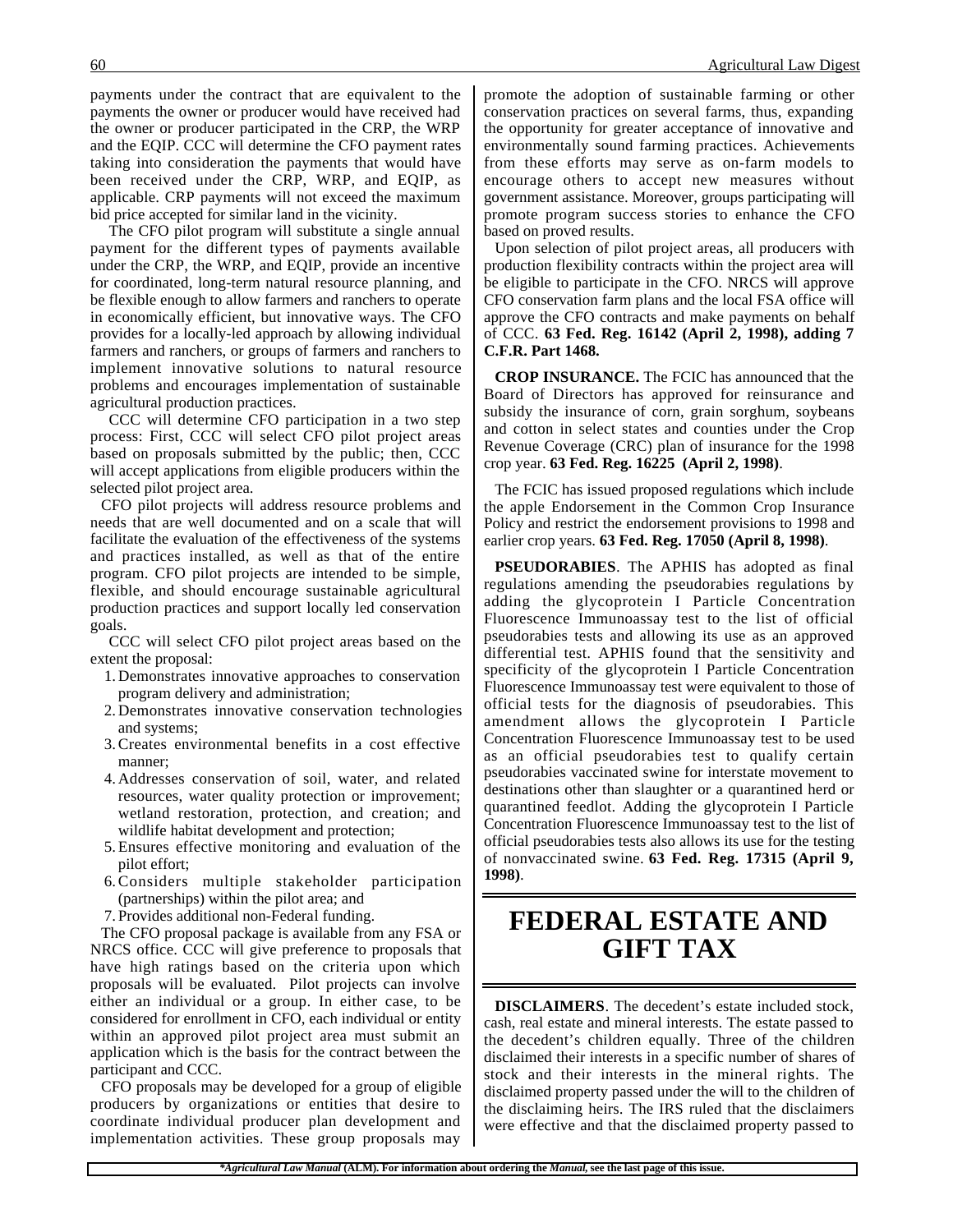payments under the contract that are equivalent to the payments the owner or producer would have received had the owner or producer participated in the CRP, the WRP and the EQIP. CCC will determine the CFO payment rates taking into consideration the payments that would have been received under the CRP, WRP, and EQIP, as applicable. CRP payments will not exceed the maximum bid price accepted for similar land in the vicinity.

The CFO pilot program will substitute a single annual payment for the different types of payments available under the CRP, the WRP, and EQIP, provide an incentive for coordinated, long-term natural resource planning, and be flexible enough to allow farmers and ranchers to operate in economically efficient, but innovative ways. The CFO provides for a locally-led approach by allowing individual farmers and ranchers, or groups of farmers and ranchers to implement innovative solutions to natural resource problems and encourages implementation of sustainable agricultural production practices.

CCC will determine CFO participation in a two step process: First, CCC will select CFO pilot project areas based on proposals submitted by the public; then, CCC will accept applications from eligible producers within the selected pilot project area.

CFO pilot projects will address resource problems and needs that are well documented and on a scale that will facilitate the evaluation of the effectiveness of the systems and practices installed, as well as that of the entire program. CFO pilot projects are intended to be simple, flexible, and should encourage sustainable agricultural production practices and support locally led conservation goals.

CCC will select CFO pilot project areas based on the extent the proposal:

1. Demonstrates innovative approaches to conservation program delivery and administration;
2. Demonstrates innovative conservation technologies and systems;
3. Creates environmental benefits in a cost effective manner;
4. Addresses conservation of soil, water, and related resources, water quality protection or improvement; wetland restoration, protection, and creation; and wildlife habitat development and protection;
5. Ensures effective monitoring and evaluation of the pilot effort;
6. Considers multiple stakeholder participation (partnerships) within the pilot area; and
7. Provides additional non-Federal funding.

The CFO proposal package is available from any FSA or NRCS office. CCC will give preference to proposals that have high ratings based on the criteria upon which proposals will be evaluated. Pilot projects can involve either an individual or a group. In either case, to be considered for enrollment in CFO, each individual or entity within an approved pilot project area must submit an application which is the basis for the contract between the participant and CCC.

CFO proposals may be developed for a group of eligible producers by organizations or entities that desire to coordinate individual producer plan development and implementation activities. These group proposals may promote the adoption of sustainable farming or other conservation practices on several farms, thus, expanding the opportunity for greater acceptance of innovative and environmentally sound farming practices. Achievements from these efforts may serve as on-farm models to encourage others to accept new measures without government assistance. Moreover, groups participating will promote program success stories to enhance the CFO based on proved results.

Upon selection of pilot project areas, all producers with production flexibility contracts within the project area will be eligible to participate in the CFO. NRCS will approve CFO conservation farm plans and the local FSA office will approve the CFO contracts and make payments on behalf of CCC. **63 Fed. Reg. 16142 (April 2, 1998), adding 7 C.F.R. Part 1468.**

**CROP INSURANCE.** The FCIC has announced that the Board of Directors has approved for reinsurance and subsidy the insurance of corn, grain sorghum, soybeans and cotton in select states and counties under the Crop Revenue Coverage (CRC) plan of insurance for the 1998 crop year. **63 Fed. Reg. 16225 (April 2, 1998)**.

The FCIC has issued proposed regulations which include the apple Endorsement in the Common Crop Insurance Policy and restrict the endorsement provisions to 1998 and earlier crop years. **63 Fed. Reg. 17050 (April 8, 1998)**.

**PSEUDORABIES**. The APHIS has adopted as final regulations amending the pseudorabies regulations by adding the glycoprotein I Particle Concentration Fluorescence Immunoassay test to the list of official pseudorabies tests and allowing its use as an approved differential test. APHIS found that the sensitivity and specificity of the glycoprotein I Particle Concentration Fluorescence Immunoassay test were equivalent to those of official tests for the diagnosis of pseudorabies. This amendment allows the glycoprotein I Particle Concentration Fluorescence Immunoassay test to be used as an official pseudorabies test to qualify certain pseudorabies vaccinated swine for interstate movement to destinations other than slaughter or a quarantined herd or quarantined feedlot. Adding the glycoprotein I Particle Concentration Fluorescence Immunoassay test to the list of official pseudorabies tests also allows its use for the testing of nonvaccinated swine. **63 Fed. Reg. 17315 (April 9, 1998)**.

# FEDERAL ESTATE AND GIFT TAX

**DISCLAIMERS**. The decedent's estate included stock, cash, real estate and mineral interests. The estate passed to the decedent's children equally. Three of the children disclaimed their interests in a specific number of shares of stock and their interests in the mineral rights. The disclaimed property passed under the will to the children of the disclaiming heirs. The IRS ruled that the disclaimers were effective and that the disclaimed property passed to

*Agricultural Law Manual (ALM). For information about ordering the Manual, see the last page of this issue.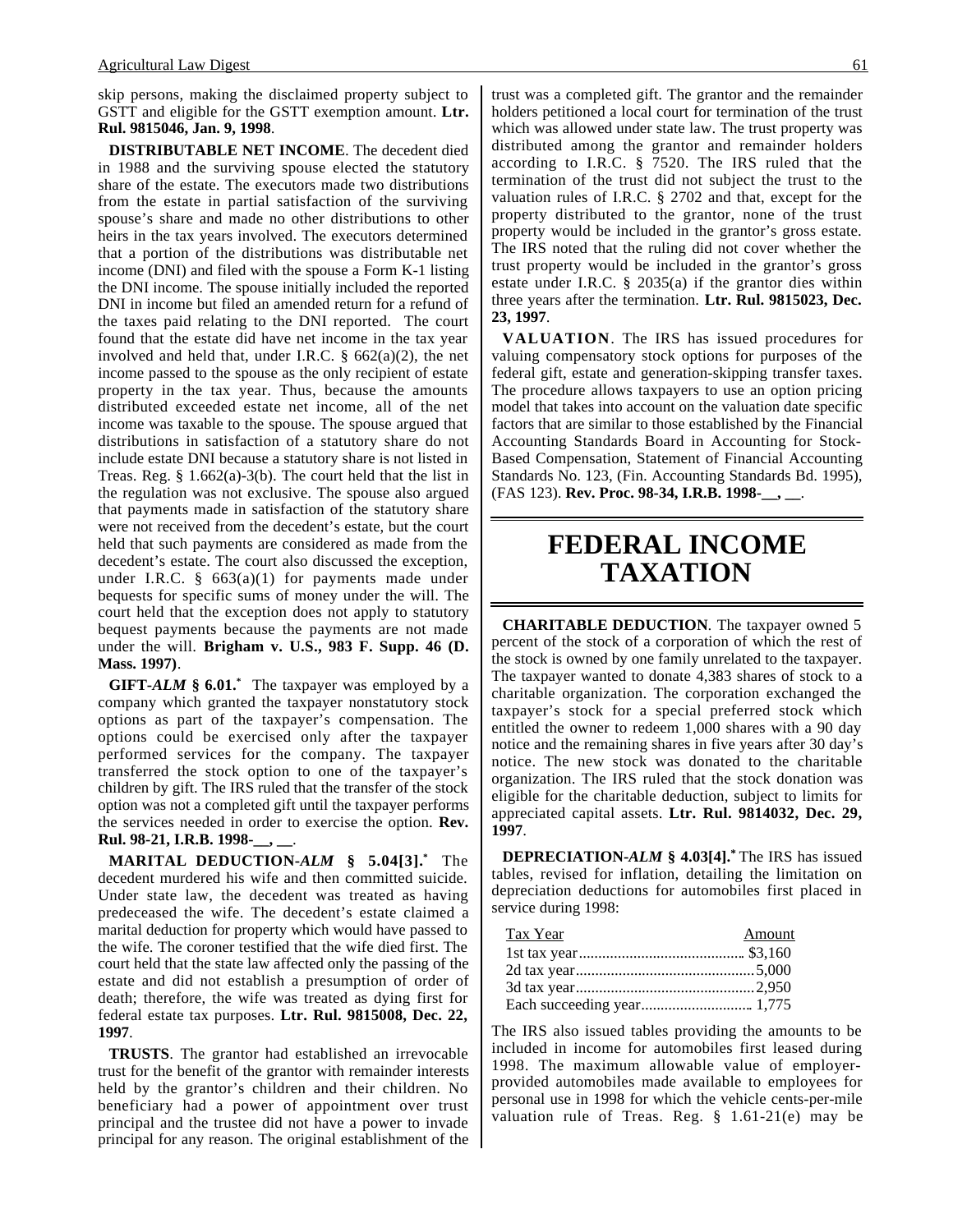skip persons, making the disclaimed property subject to GSTT and eligible for the GSTT exemption amount. **Ltr. Rul. 9815046, Jan. 9, 1998**.

**DISTRIBUTABLE NET INCOME**. The decedent died in 1988 and the surviving spouse elected the statutory share of the estate. The executors made two distributions from the estate in partial satisfaction of the surviving spouse's share and made no other distributions to other heirs in the tax years involved. The executors determined that a portion of the distributions was distributable net income (DNI) and filed with the spouse a Form K-1 listing the DNI income. The spouse initially included the reported DNI in income but filed an amended return for a refund of the taxes paid relating to the DNI reported. The court found that the estate did have net income in the tax year involved and held that, under I.R.C. § 662(a)(2), the net income passed to the spouse as the only recipient of estate property in the tax year. Thus, because the amounts distributed exceeded estate net income, all of the net income was taxable to the spouse. The spouse argued that distributions in satisfaction of a statutory share do not include estate DNI because a statutory share is not listed in Treas. Reg. § 1.662(a)-3(b). The court held that the list in the regulation was not exclusive. The spouse also argued that payments made in satisfaction of the statutory share were not received from the decedent's estate, but the court held that such payments are considered as made from the decedent's estate. The court also discussed the exception, under I.R.C. § 663(a)(1) for payments made under bequests for specific sums of money under the will. The court held that the exception does not apply to statutory bequest payments because the payments are not made under the will. **Brigham v. U.S., 983 F. Supp. 46 (D. Mass. 1997)**.

**GIFT-*ALM* § 6.01.*** The taxpayer was employed by a company which granted the taxpayer nonstatutory stock options as part of the taxpayer's compensation. The options could be exercised only after the taxpayer performed services for the company. The taxpayer transferred the stock option to one of the taxpayer's children by gift. The IRS ruled that the transfer of the stock option was not a completed gift until the taxpayer performs the services needed in order to exercise the option. **Rev. Rul. 98-21, I.R.B. 1998-__, __**.

**MARITAL DEDUCTION-*ALM* § 5.04[3].*** The decedent murdered his wife and then committed suicide. Under state law, the decedent was treated as having predeceased the wife. The decedent's estate claimed a marital deduction for property which would have passed to the wife. The coroner testified that the wife died first. The court held that the state law affected only the passing of the estate and did not establish a presumption of order of death; therefore, the wife was treated as dying first for federal estate tax purposes. **Ltr. Rul. 9815008, Dec. 22, 1997**.

**TRUSTS**. The grantor had established an irrevocable trust for the benefit of the grantor with remainder interests held by the grantor's children and their children. No beneficiary had a power of appointment over trust principal and the trustee did not have a power to invade principal for any reason. The original establishment of the trust was a completed gift. The grantor and the remainder holders petitioned a local court for termination of the trust which was allowed under state law. The trust property was distributed among the grantor and remainder holders according to I.R.C. § 7520. The IRS ruled that the termination of the trust did not subject the trust to the valuation rules of I.R.C. § 2702 and that, except for the property distributed to the grantor, none of the trust property would be included in the grantor's gross estate. The IRS noted that the ruling did not cover whether the trust property would be included in the grantor's gross estate under I.R.C. § 2035(a) if the grantor dies within three years after the termination. **Ltr. Rul. 9815023, Dec. 23, 1997**.

**VALUATION**. The IRS has issued procedures for valuing compensatory stock options for purposes of the federal gift, estate and generation-skipping transfer taxes. The procedure allows taxpayers to use an option pricing model that takes into account on the valuation date specific factors that are similar to those established by the Financial Accounting Standards Board in Accounting for Stock-Based Compensation, Statement of Financial Accounting Standards No. 123, (Fin. Accounting Standards Bd. 1995), (FAS 123). **Rev. Proc. 98-34, I.R.B. 1998-__, __**.

# FEDERAL INCOME TAXATION

**CHARITABLE DEDUCTION**. The taxpayer owned 5 percent of the stock of a corporation of which the rest of the stock is owned by one family unrelated to the taxpayer. The taxpayer wanted to donate 4,383 shares of stock to a charitable organization. The corporation exchanged the taxpayer's stock for a special preferred stock which entitled the owner to redeem 1,000 shares with a 90 day notice and the remaining shares in five years after 30 day's notice. The new stock was donated to the charitable organization. The IRS ruled that the stock donation was eligible for the charitable deduction, subject to limits for appreciated capital assets. **Ltr. Rul. 9814032, Dec. 29, 1997**.

**DEPRECIATION-*ALM* § 4.03[4].*** The IRS has issued tables, revised for inflation, detailing the limitation on depreciation deductions for automobiles first placed in service during 1998:

| Tax Year | Amount |
|---|---|
| 1st tax year | $3,160 |
| 2d tax year | 5,000 |
| 3d tax year | 2,950 |
| Each succeeding year | 1,775 |

The IRS also issued tables providing the amounts to be included in income for automobiles first leased during 1998. The maximum allowable value of employer-provided automobiles made available to employees for personal use in 1998 for which the vehicle cents-per-mile valuation rule of Treas. Reg. § 1.61-21(e) may be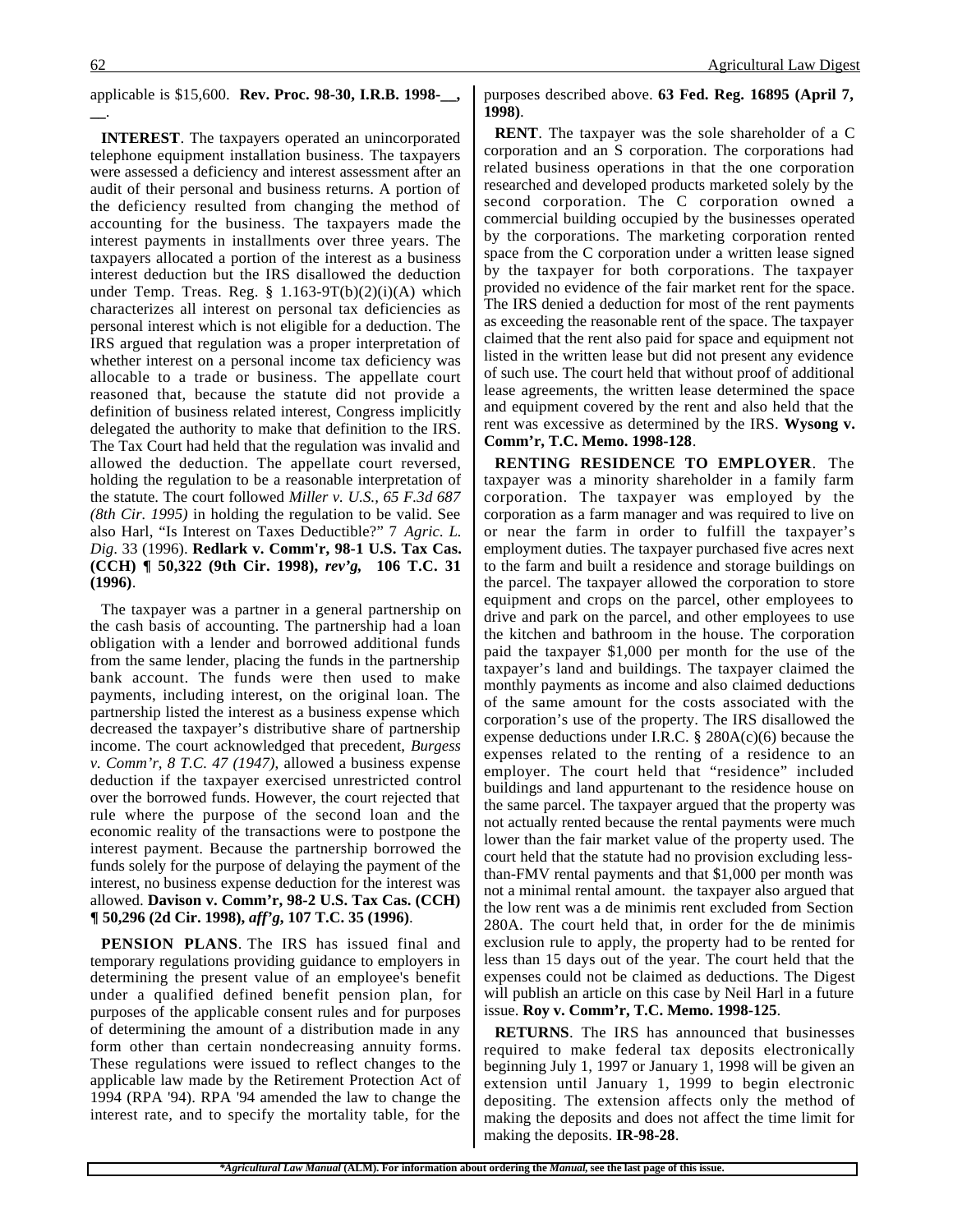applicable is $15,600. **Rev. Proc. 98-30, I.R.B. 1998-__, __**.

**INTEREST**. The taxpayers operated an unincorporated telephone equipment installation business. The taxpayers were assessed a deficiency and interest assessment after an audit of their personal and business returns. A portion of the deficiency resulted from changing the method of accounting for the business. The taxpayers made the interest payments in installments over three years. The taxpayers allocated a portion of the interest as a business interest deduction but the IRS disallowed the deduction under Temp. Treas. Reg. § 1.163-9T(b)(2)(i)(A) which characterizes all interest on personal tax deficiencies as personal interest which is not eligible for a deduction. The IRS argued that regulation was a proper interpretation of whether interest on a personal income tax deficiency was allocable to a trade or business. The appellate court reasoned that, because the statute did not provide a definition of business related interest, Congress implicitly delegated the authority to make that definition to the IRS. The Tax Court had held that the regulation was invalid and allowed the deduction. The appellate court reversed, holding the regulation to be a reasonable interpretation of the statute. The court followed *Miller v. U.S., 65 F.3d 687 (8th Cir. 1995)* in holding the regulation to be valid. See also Harl, "Is Interest on Taxes Deductible?" 7 *Agric. L. Dig*. 33 (1996). **Redlark v. Comm'r, 98-1 U.S. Tax Cas. (CCH) ¶ 50,322 (9th Cir. 1998), *rev'g*, 106 T.C. 31 (1996)**.

The taxpayer was a partner in a general partnership on the cash basis of accounting. The partnership had a loan obligation with a lender and borrowed additional funds from the same lender, placing the funds in the partnership bank account. The funds were then used to make payments, including interest, on the original loan. The partnership listed the interest as a business expense which decreased the taxpayer's distributive share of partnership income. The court acknowledged that precedent, *Burgess v. Comm'r, 8 T.C. 47 (1947)*, allowed a business expense deduction if the taxpayer exercised unrestricted control over the borrowed funds. However, the court rejected that rule where the purpose of the second loan and the economic reality of the transactions were to postpone the interest payment. Because the partnership borrowed the funds solely for the purpose of delaying the payment of the interest, no business expense deduction for the interest was allowed. **Davison v. Comm'r, 98-2 U.S. Tax Cas. (CCH) ¶ 50,296 (2d Cir. 1998), *aff'g*, 107 T.C. 35 (1996)**.

**PENSION PLANS**. The IRS has issued final and temporary regulations providing guidance to employers in determining the present value of an employee's benefit under a qualified defined benefit pension plan, for purposes of the applicable consent rules and for purposes of determining the amount of a distribution made in any form other than certain nondecreasing annuity forms. These regulations were issued to reflect changes to the applicable law made by the Retirement Protection Act of 1994 (RPA '94). RPA '94 amended the law to change the interest rate, and to specify the mortality table, for the purposes described above. **63 Fed. Reg. 16895 (April 7, 1998)**.

**RENT**. The taxpayer was the sole shareholder of a C corporation and an S corporation. The corporations had related business operations in that the one corporation researched and developed products marketed solely by the second corporation. The C corporation owned a commercial building occupied by the businesses operated by the corporations. The marketing corporation rented space from the C corporation under a written lease signed by the taxpayer for both corporations. The taxpayer provided no evidence of the fair market rent for the space. The IRS denied a deduction for most of the rent payments as exceeding the reasonable rent of the space. The taxpayer claimed that the rent also paid for space and equipment not listed in the written lease but did not present any evidence of such use. The court held that without proof of additional lease agreements, the written lease determined the space and equipment covered by the rent and also held that the rent was excessive as determined by the IRS. **Wysong v. Comm'r, T.C. Memo. 1998-128**.

**RENTING RESIDENCE TO EMPLOYER**. The taxpayer was a minority shareholder in a family farm corporation. The taxpayer was employed by the corporation as a farm manager and was required to live on or near the farm in order to fulfill the taxpayer's employment duties. The taxpayer purchased five acres next to the farm and built a residence and storage buildings on the parcel. The taxpayer allowed the corporation to store equipment and crops on the parcel, other employees to drive and park on the parcel, and other employees to use the kitchen and bathroom in the house. The corporation paid the taxpayer $1,000 per month for the use of the taxpayer's land and buildings. The taxpayer claimed the monthly payments as income and also claimed deductions of the same amount for the costs associated with the corporation's use of the property. The IRS disallowed the expense deductions under I.R.C. § 280A(c)(6) because the expenses related to the renting of a residence to an employer. The court held that "residence" included buildings and land appurtenant to the residence house on the same parcel. The taxpayer argued that the property was not actually rented because the rental payments were much lower than the fair market value of the property used. The court held that the statute had no provision excluding less-than-FMV rental payments and that $1,000 per month was not a minimal rental amount. the taxpayer also argued that the low rent was a de minimis rent excluded from Section 280A. The court held that, in order for the de minimis exclusion rule to apply, the property had to be rented for less than 15 days out of the year. The court held that the expenses could not be claimed as deductions. The Digest will publish an article on this case by Neil Harl in a future issue. **Roy v. Comm'r, T.C. Memo. 1998-125**.

**RETURNS**. The IRS has announced that businesses required to make federal tax deposits electronically beginning July 1, 1997 or January 1, 1998 will be given an extension until January 1, 1999 to begin electronic depositing. The extension affects only the method of making the deposits and does not affect the time limit for making the deposits. **IR-98-28**.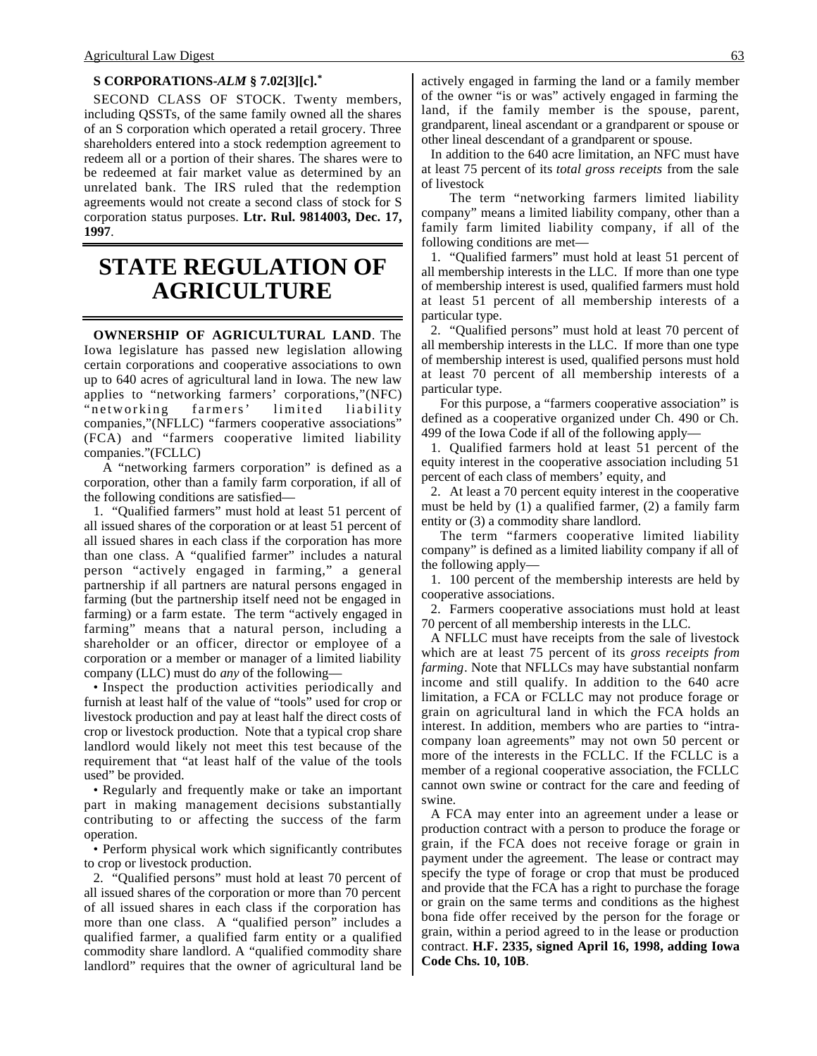**S CORPORATIONS-*ALM* § 7.02[3][c].***

SECOND CLASS OF STOCK. Twenty members, including QSSTs, of the same family owned all the shares of an S corporation which operated a retail grocery. Three shareholders entered into a stock redemption agreement to redeem all or a portion of their shares. The shares were to be redeemed at fair market value as determined by an unrelated bank. The IRS ruled that the redemption agreements would not create a second class of stock for S corporation status purposes. **Ltr. Rul. 9814003, Dec. 17, 1997**.

# STATE REGULATION OF AGRICULTURE

**OWNERSHIP OF AGRICULTURAL LAND**. The Iowa legislature has passed new legislation allowing certain corporations and cooperative associations to own up to 640 acres of agricultural land in Iowa. The new law applies to "networking farmers' corporations,"(NFC) "networking farmers' limited liability companies,"(NFLLC) "farmers cooperative associations" (FCA) and "farmers cooperative limited liability companies."(FCLLC)

A "networking farmers corporation" is defined as a corporation, other than a family farm corporation, if all of the following conditions are satisfied—

1. "Qualified farmers" must hold at least 51 percent of all issued shares of the corporation or at least 51 percent of all issued shares in each class if the corporation has more than one class. A "qualified farmer" includes a natural person "actively engaged in farming," a general partnership if all partners are natural persons engaged in farming (but the partnership itself need not be engaged in farming) or a farm estate. The term "actively engaged in farming" means that a natural person, including a shareholder or an officer, director or employee of a corporation or a member or manager of a limited liability company (LLC) must do *any* of the following—

- Inspect the production activities periodically and furnish at least half of the value of "tools" used for crop or livestock production and pay at least half the direct costs of crop or livestock production. Note that a typical crop share landlord would likely not meet this test because of the requirement that "at least half of the value of the tools used" be provided.
- Regularly and frequently make or take an important part in making management decisions substantially contributing to or affecting the success of the farm operation.
- Perform physical work which significantly contributes to crop or livestock production.

2. "Qualified persons" must hold at least 70 percent of all issued shares of the corporation or more than 70 percent of all issued shares in each class if the corporation has more than one class. A "qualified person" includes a qualified farmer, a qualified farm entity or a qualified commodity share landlord. A "qualified commodity share landlord" requires that the owner of agricultural land be actively engaged in farming the land or a family member of the owner "is or was" actively engaged in farming the land, if the family member is the spouse, parent, grandparent, lineal ascendant or a grandparent or spouse or other lineal descendant of a grandparent or spouse.

In addition to the 640 acre limitation, an NFC must have at least 75 percent of its *total gross receipts* from the sale of livestock

The term "networking farmers limited liability company" means a limited liability company, other than a family farm limited liability company, if all of the following conditions are met—

1. "Qualified farmers" must hold at least 51 percent of all membership interests in the LLC. If more than one type of membership interest is used, qualified farmers must hold at least 51 percent of all membership interests of a particular type.
2. "Qualified persons" must hold at least 70 percent of all membership interests in the LLC. If more than one type of membership interest is used, qualified persons must hold at least 70 percent of all membership interests of a particular type.

For this purpose, a "farmers cooperative association" is defined as a cooperative organized under Ch. 490 or Ch. 499 of the Iowa Code if all of the following apply—

1. Qualified farmers hold at least 51 percent of the equity interest in the cooperative association including 51 percent of each class of members' equity, and
2. At least a 70 percent equity interest in the cooperative must be held by (1) a qualified farmer, (2) a family farm entity or (3) a commodity share landlord.

The term "farmers cooperative limited liability company" is defined as a limited liability company if all of the following apply—

1. 100 percent of the membership interests are held by cooperative associations.
2. Farmers cooperative associations must hold at least 70 percent of all membership interests in the LLC.

A NFLLC must have receipts from the sale of livestock which are at least 75 percent of its *gross receipts from farming*. Note that NFLLCs may have substantial nonfarm income and still qualify. In addition to the 640 acre limitation, a FCA or FCLLC may not produce forage or grain on agricultural land in which the FCA holds an interest. In addition, members who are parties to "intra-company loan agreements" may not own 50 percent or more of the interests in the FCLLC. If the FCLLC is a member of a regional cooperative association, the FCLLC cannot own swine or contract for the care and feeding of swine.

A FCA may enter into an agreement under a lease or production contract with a person to produce the forage or grain, if the FCA does not receive forage or grain in payment under the agreement. The lease or contract may specify the type of forage or crop that must be produced and provide that the FCA has a right to purchase the forage or grain on the same terms and conditions as the highest bona fide offer received by the person for the forage or grain, within a period agreed to in the lease or production contract. **H.F. 2335, signed April 16, 1998, adding Iowa Code Chs. 10, 10B**.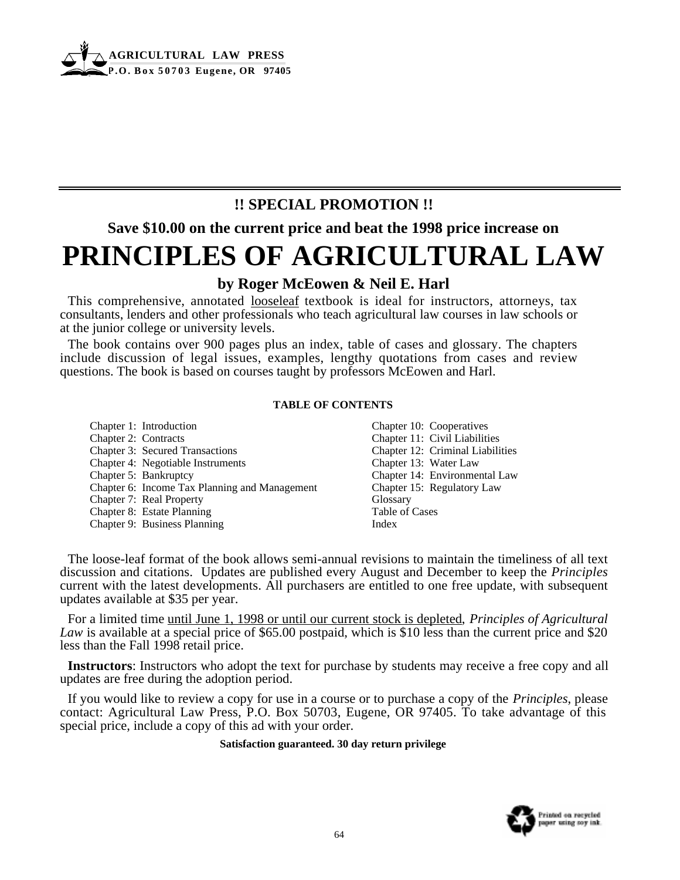**AGRICULTURAL LAW PRESS**
**P.O. Box 50703 Eugene, OR 97405**

**!! SPECIAL PROMOTION !!**

**Save $10.00 on the current price and beat the 1998 price increase on**

# PRINCIPLES OF AGRICULTURAL LAW

### by Roger McEowen & Neil E. Harl

This comprehensive, annotated looseleaf textbook is ideal for instructors, attorneys, tax consultants, lenders and other professionals who teach agricultural law courses in law schools or at the junior college or university levels.

The book contains over 900 pages plus an index, table of cases and glossary. The chapters include discussion of legal issues, examples, lengthy quotations from cases and review questions. The book is based on courses taught by professors McEowen and Harl.

**TABLE OF CONTENTS**

Chapter 1: Introduction
Chapter 2: Contracts
Chapter 3: Secured Transactions
Chapter 4: Negotiable Instruments
Chapter 5: Bankruptcy
Chapter 6: Income Tax Planning and Management
Chapter 7: Real Property
Chapter 8: Estate Planning
Chapter 9: Business Planning
Chapter 10: Cooperatives
Chapter 11: Civil Liabilities
Chapter 12: Criminal Liabilities
Chapter 13: Water Law
Chapter 14: Environmental Law
Chapter 15: Regulatory Law
Glossary
Table of Cases
Index

The loose-leaf format of the book allows semi-annual revisions to maintain the timeliness of all text discussion and citations. Updates are published every August and December to keep the *Principles* current with the latest developments. All purchasers are entitled to one free update, with subsequent updates available at $35 per year.

For a limited time until June 1, 1998 or until our current stock is depleted, *Principles of Agricultural Law* is available at a special price of $65.00 postpaid, which is $10 less than the current price and $20 less than the Fall 1998 retail price.

**Instructors**: Instructors who adopt the text for purchase by students may receive a free copy and all updates are free during the adoption period.

If you would like to review a copy for use in a course or to purchase a copy of the *Principles*, please contact: Agricultural Law Press, P.O. Box 50703, Eugene, OR 97405. To take advantage of this special price, include a copy of this ad with your order.

**Satisfaction guaranteed. 30 day return privilege**

Printed on recycled paper using soy ink.